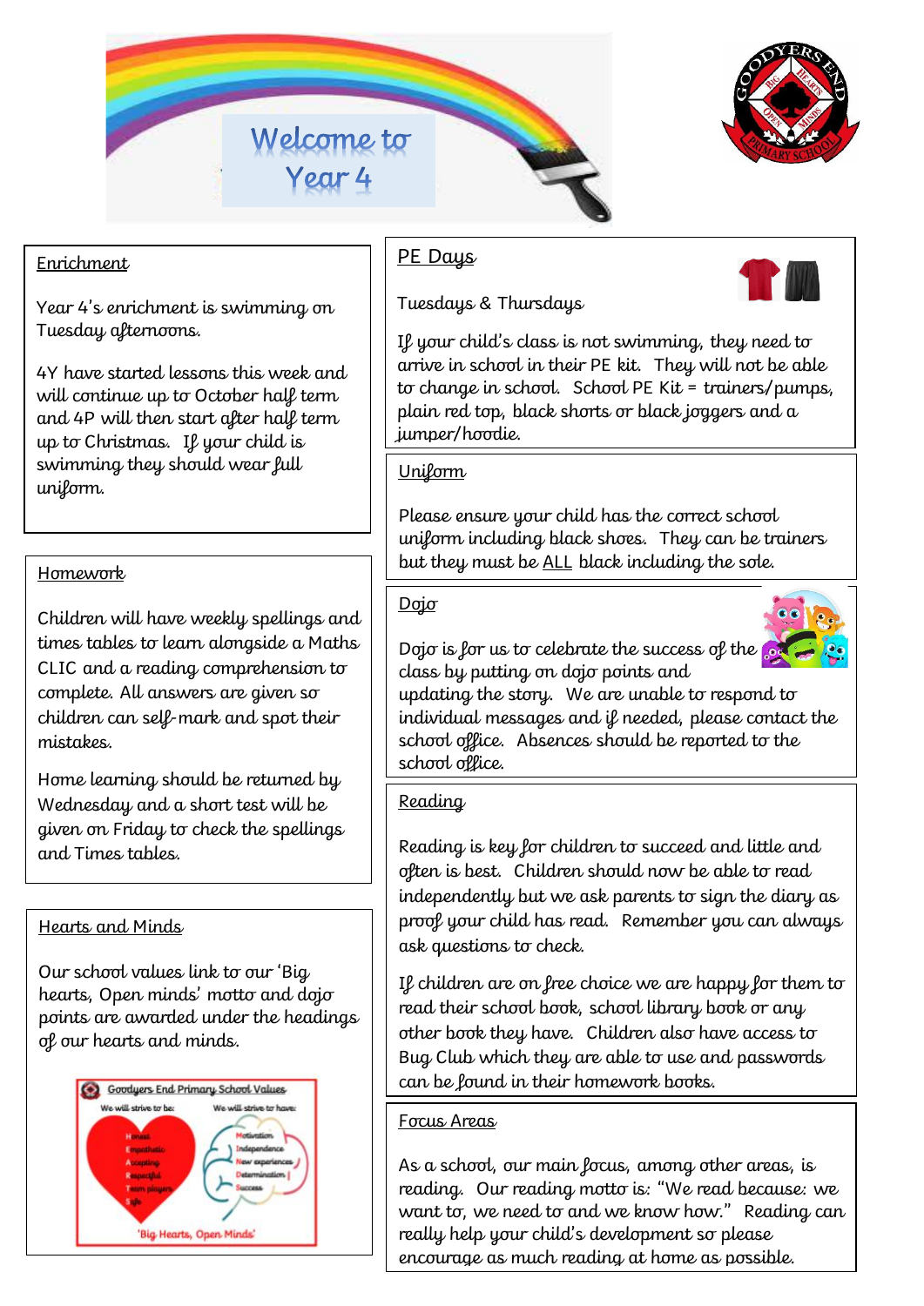# Welcome to Year 4

## Enrichment

Year 4's enrichment is swimming on Tuesday afternoons.

4Y have started lessons this week and will continue up to October half term and 4P will then start after half term up to Christmas. If your child is swimming they should wear full uniform.

## Homework

Children will have weekly spellings and times tables to learn alongside a Maths CLIC and a reading comprehension to complete. All answers are given so children can self-mark and spot their mistakes.

Home learning should be returned by Wednesday and a short test will be given on Friday to check the spellings and Times tables.

## Hearts and Minds

Our school values link to our 'Big hearts, Open minds' motto and dojo points are awarded under the headings of our hearts and minds.

Goodyers End Primary School Values

We will strive to be:
- Honest
- Empathetic
- Accepting
- Respectful
- Team players
- Safe

We will strive to have:
- Motivation
- Independence
- New experiences
- Determination
- Success

'Big Hearts, Open Minds'

## PE Days

Tuesdays & Thursdays

If your child's class is not swimming, they need to arrive in school in their PE kit. They will not be able to change in school. School PE Kit = trainers/pumps, plain red top, black shorts or black joggers and a jumper/hoodie.

## Uniform

Please ensure your child has the correct school uniform including black shoes. They can be trainers but they must be ALL black including the sole.

## Dojo

Dojo is for us to celebrate the success of the class by putting on dojo points and updating the story. We are unable to respond to individual messages and if needed, please contact the school office. Absences should be reported to the school office.

## Reading

Reading is key for children to succeed and little and often is best. Children should now be able to read independently but we ask parents to sign the diary as proof your child has read. Remember you can always ask questions to check.

If children are on free choice we are happy for them to read their school book, school library book or any other book they have. Children also have access to Bug Club which they are able to use and passwords can be found in their homework books.

## Focus Areas

As a school, our main focus, among other areas, is reading. Our reading motto is: "We read because: we want to, we need to and we know how." Reading can really help your child's development so please encourage as much reading at home as possible.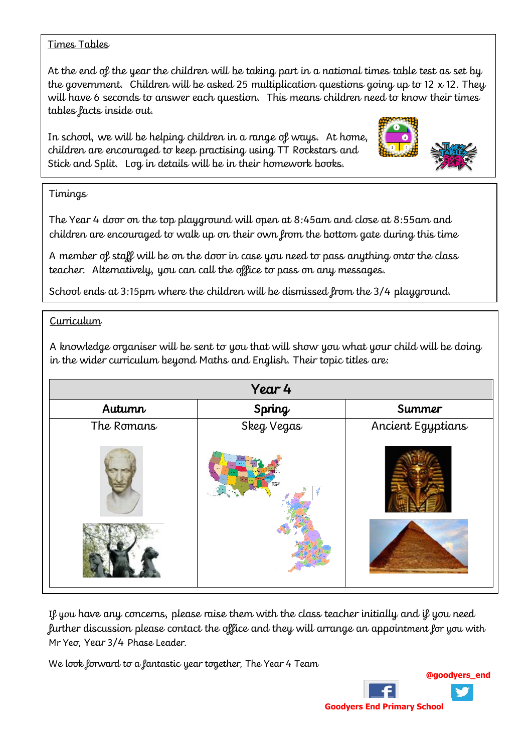## Times Tables

At the end of the year the children will be taking part in a national times table test as set by the government. Children will be asked 25 multiplication questions going up to 12 x 12. They will have 6 seconds to answer each question. This means children need to know their times tables facts inside out.

In school, we will be helping children in a range of ways. At home, children are encouraged to keep practising using TT Rockstars and Stick and Split. Log in details will be in their homework books.

## Timings

The Year 4 door on the top playground will open at 8:45am and close at 8:55am and children are encouraged to walk up on their own from the bottom gate during this time

A member of staff will be on the door in case you need to pass anything onto the class teacher. Alternatively, you can call the office to pass on any messages.

School ends at 3:15pm where the children will be dismissed from the 3/4 playground.

## Curriculum

A knowledge organiser will be sent to you that will show you what your child will be doing in the wider curriculum beyond Maths and English. Their topic titles are:

| Year 4 | | |
|---|---|---|
| **Autumn** | **Spring** | **Summer** |
| The Romans | Skeg Vegas | Ancient Egyptians |

If you have any concerns, please raise them with the class teacher initially and if you need further discussion please contact the office and they will arrange an appointment for you with Mr Yeo, Year 3/4 Phase Leader.

We look forward to a fantastic year together, The Year 4 Team

@goodyers_end

Goodyers End Primary School